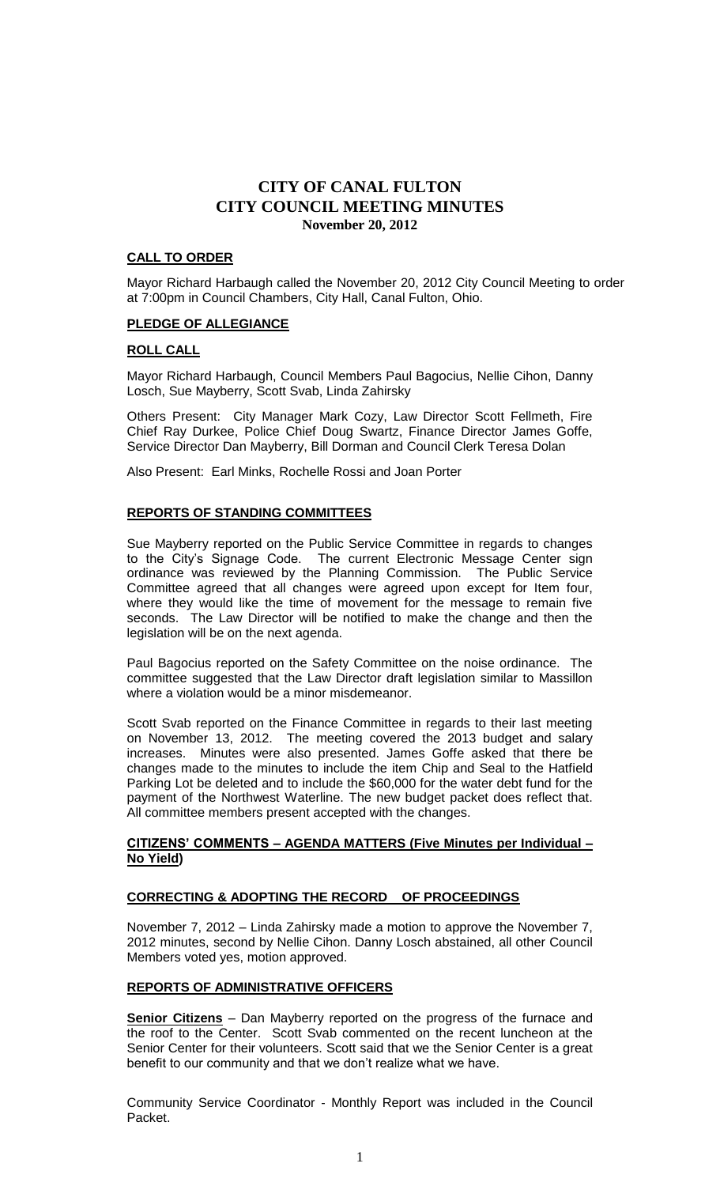# CITY OF CANAL FULTON
# CITY COUNCIL MEETING MINUTES
### November 20, 2012

**CALL TO ORDER**

Mayor Richard Harbaugh called the November 20, 2012 City Council Meeting to order at 7:00pm in Council Chambers, City Hall, Canal Fulton, Ohio.

**PLEDGE OF ALLEGIANCE**

**ROLL CALL**

Mayor Richard Harbaugh, Council Members Paul Bagocius, Nellie Cihon, Danny Losch, Sue Mayberry, Scott Svab, Linda Zahirsky

Others Present: City Manager Mark Cozy, Law Director Scott Fellmeth, Fire Chief Ray Durkee, Police Chief Doug Swartz, Finance Director James Goffe, Service Director Dan Mayberry, Bill Dorman and Council Clerk Teresa Dolan

Also Present: Earl Minks, Rochelle Rossi and Joan Porter

**REPORTS OF STANDING COMMITTEES**

Sue Mayberry reported on the Public Service Committee in regards to changes to the City's Signage Code. The current Electronic Message Center sign ordinance was reviewed by the Planning Commission. The Public Service Committee agreed that all changes were agreed upon except for Item four, where they would like the time of movement for the message to remain five seconds. The Law Director will be notified to make the change and then the legislation will be on the next agenda.

Paul Bagocius reported on the Safety Committee on the noise ordinance. The committee suggested that the Law Director draft legislation similar to Massillon where a violation would be a minor misdemeanor.

Scott Svab reported on the Finance Committee in regards to their last meeting on November 13, 2012. The meeting covered the 2013 budget and salary increases. Minutes were also presented. James Goffe asked that there be changes made to the minutes to include the item Chip and Seal to the Hatfield Parking Lot be deleted and to include the $60,000 for the water debt fund for the payment of the Northwest Waterline. The new budget packet does reflect that. All committee members present accepted with the changes.

**CITIZENS' COMMENTS – AGENDA MATTERS (Five Minutes per Individual – No Yield)**

**CORRECTING & ADOPTING THE RECORD OF PROCEEDINGS**

November 7, 2012 – Linda Zahirsky made a motion to approve the November 7, 2012 minutes, second by Nellie Cihon. Danny Losch abstained, all other Council Members voted yes, motion approved.

**REPORTS OF ADMINISTRATIVE OFFICERS**

**Senior Citizens** – Dan Mayberry reported on the progress of the furnace and the roof to the Center. Scott Svab commented on the recent luncheon at the Senior Center for their volunteers. Scott said that we the Senior Center is a great benefit to our community and that we don't realize what we have.

Community Service Coordinator - Monthly Report was included in the Council Packet.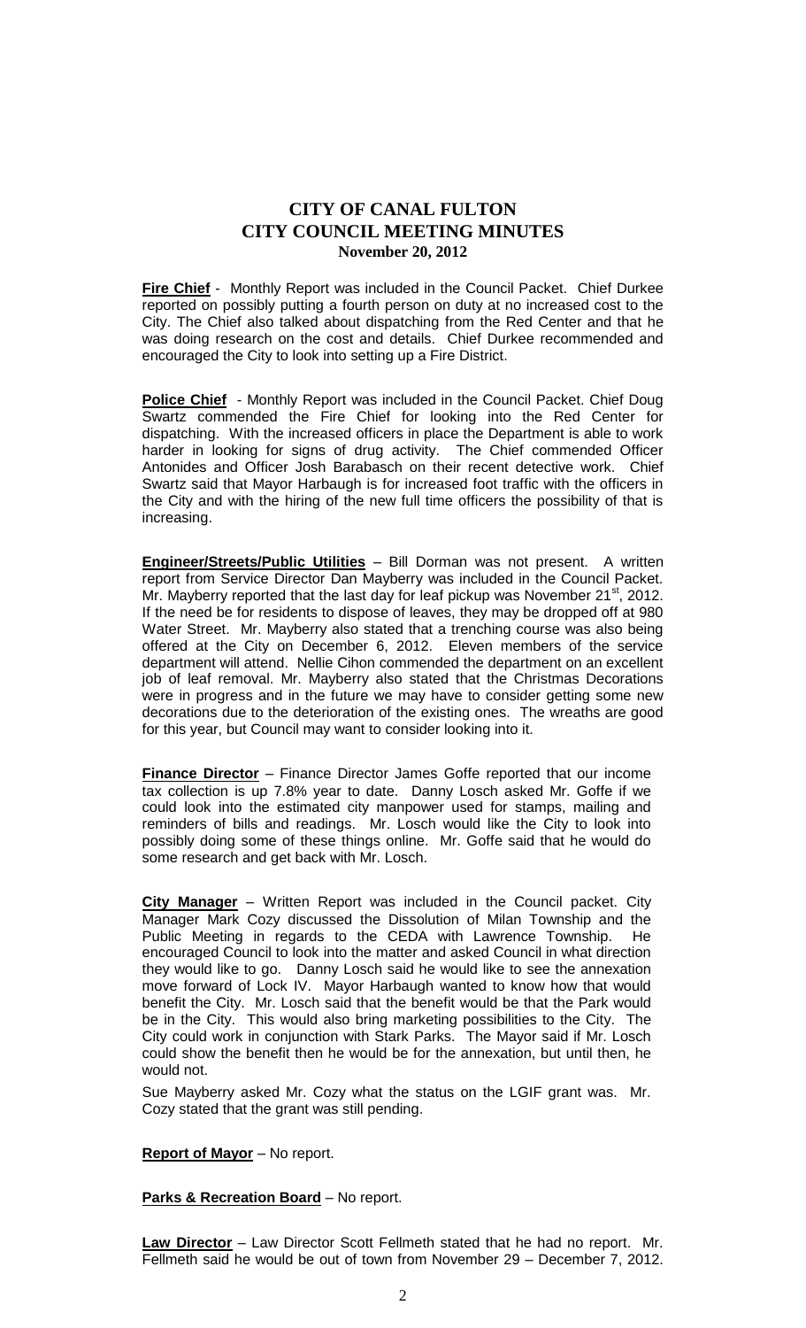# CITY OF CANAL FULTON
# CITY COUNCIL MEETING MINUTES
### November 20, 2012

**Fire Chief** - Monthly Report was included in the Council Packet. Chief Durkee reported on possibly putting a fourth person on duty at no increased cost to the City. The Chief also talked about dispatching from the Red Center and that he was doing research on the cost and details. Chief Durkee recommended and encouraged the City to look into setting up a Fire District.

**Police Chief** - Monthly Report was included in the Council Packet. Chief Doug Swartz commended the Fire Chief for looking into the Red Center for dispatching. With the increased officers in place the Department is able to work harder in looking for signs of drug activity. The Chief commended Officer Antonides and Officer Josh Barabasch on their recent detective work. Chief Swartz said that Mayor Harbaugh is for increased foot traffic with the officers in the City and with the hiring of the new full time officers the possibility of that is increasing.

**Engineer/Streets/Public Utilities** – Bill Dorman was not present. A written report from Service Director Dan Mayberry was included in the Council Packet. Mr. Mayberry reported that the last day for leaf pickup was November 21st, 2012. If the need be for residents to dispose of leaves, they may be dropped off at 980 Water Street. Mr. Mayberry also stated that a trenching course was also being offered at the City on December 6, 2012. Eleven members of the service department will attend. Nellie Cihon commended the department on an excellent job of leaf removal. Mr. Mayberry also stated that the Christmas Decorations were in progress and in the future we may have to consider getting some new decorations due to the deterioration of the existing ones. The wreaths are good for this year, but Council may want to consider looking into it.

**Finance Director** – Finance Director James Goffe reported that our income tax collection is up 7.8% year to date. Danny Losch asked Mr. Goffe if we could look into the estimated city manpower used for stamps, mailing and reminders of bills and readings. Mr. Losch would like the City to look into possibly doing some of these things online. Mr. Goffe said that he would do some research and get back with Mr. Losch.

**City Manager** – Written Report was included in the Council packet. City Manager Mark Cozy discussed the Dissolution of Milan Township and the Public Meeting in regards to the CEDA with Lawrence Township. He encouraged Council to look into the matter and asked Council in what direction they would like to go. Danny Losch said he would like to see the annexation move forward of Lock IV. Mayor Harbaugh wanted to know how that would benefit the City. Mr. Losch said that the benefit would be that the Park would be in the City. This would also bring marketing possibilities to the City. The City could work in conjunction with Stark Parks. The Mayor said if Mr. Losch could show the benefit then he would be for the annexation, but until then, he would not.

Sue Mayberry asked Mr. Cozy what the status on the LGIF grant was. Mr. Cozy stated that the grant was still pending.

**Report of Mayor** – No report.

**Parks & Recreation Board** – No report.

**Law Director** – Law Director Scott Fellmeth stated that he had no report. Mr. Fellmeth said he would be out of town from November 29 – December 7, 2012.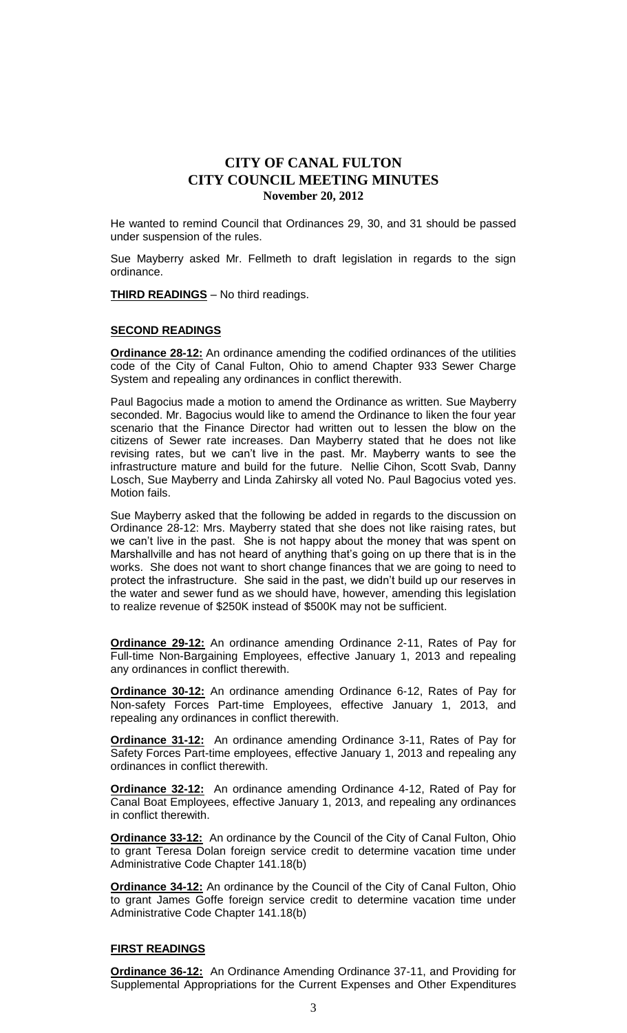# CITY OF CANAL FULTON
# CITY COUNCIL MEETING MINUTES
**November 20, 2012**

He wanted to remind Council that Ordinances 29, 30, and 31 should be passed under suspension of the rules.

Sue Mayberry asked Mr. Fellmeth to draft legislation in regards to the sign ordinance.

**THIRD READINGS** – No third readings.

**SECOND READINGS**

**Ordinance 28-12:** An ordinance amending the codified ordinances of the utilities code of the City of Canal Fulton, Ohio to amend Chapter 933 Sewer Charge System and repealing any ordinances in conflict therewith.

Paul Bagocius made a motion to amend the Ordinance as written. Sue Mayberry seconded. Mr. Bagocius would like to amend the Ordinance to liken the four year scenario that the Finance Director had written out to lessen the blow on the citizens of Sewer rate increases. Dan Mayberry stated that he does not like revising rates, but we can't live in the past. Mr. Mayberry wants to see the infrastructure mature and build for the future. Nellie Cihon, Scott Svab, Danny Losch, Sue Mayberry and Linda Zahirsky all voted No. Paul Bagocius voted yes. Motion fails.

Sue Mayberry asked that the following be added in regards to the discussion on Ordinance 28-12: Mrs. Mayberry stated that she does not like raising rates, but we can't live in the past. She is not happy about the money that was spent on Marshallville and has not heard of anything that's going on up there that is in the works. She does not want to short change finances that we are going to need to protect the infrastructure. She said in the past, we didn't build up our reserves in the water and sewer fund as we should have, however, amending this legislation to realize revenue of $250K instead of $500K may not be sufficient.

**Ordinance 29-12:** An ordinance amending Ordinance 2-11, Rates of Pay for Full-time Non-Bargaining Employees, effective January 1, 2013 and repealing any ordinances in conflict therewith.

**Ordinance 30-12:** An ordinance amending Ordinance 6-12, Rates of Pay for Non-safety Forces Part-time Employees, effective January 1, 2013, and repealing any ordinances in conflict therewith.

**Ordinance 31-12:** An ordinance amending Ordinance 3-11, Rates of Pay for Safety Forces Part-time employees, effective January 1, 2013 and repealing any ordinances in conflict therewith.

**Ordinance 32-12:** An ordinance amending Ordinance 4-12, Rated of Pay for Canal Boat Employees, effective January 1, 2013, and repealing any ordinances in conflict therewith.

**Ordinance 33-12:** An ordinance by the Council of the City of Canal Fulton, Ohio to grant Teresa Dolan foreign service credit to determine vacation time under Administrative Code Chapter 141.18(b)

**Ordinance 34-12:** An ordinance by the Council of the City of Canal Fulton, Ohio to grant James Goffe foreign service credit to determine vacation time under Administrative Code Chapter 141.18(b)

**FIRST READINGS**

**Ordinance 36-12:** An Ordinance Amending Ordinance 37-11, and Providing for Supplemental Appropriations for the Current Expenses and Other Expenditures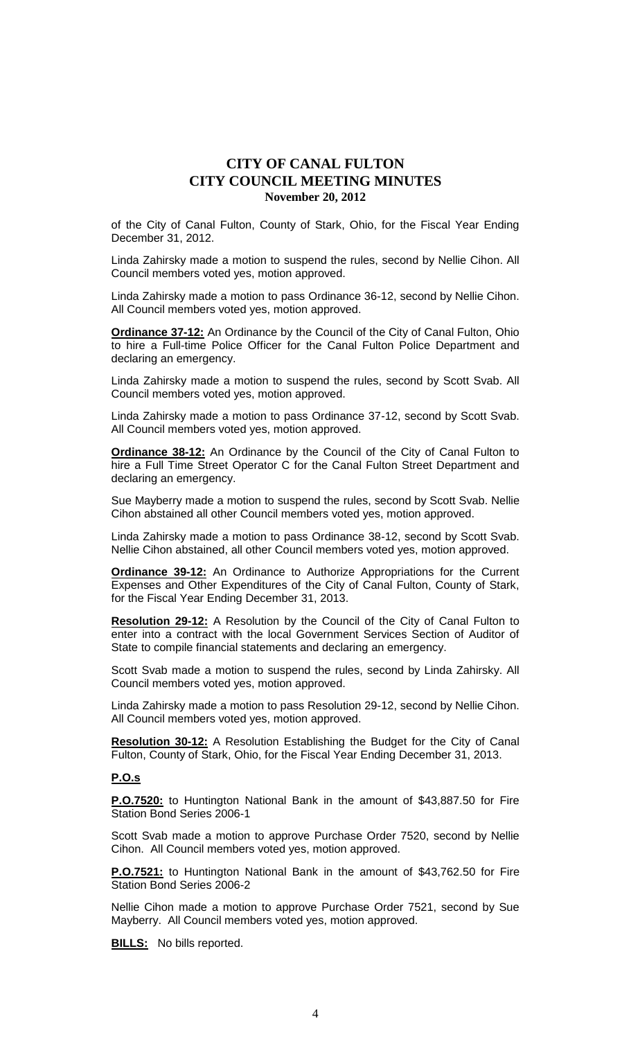of the City of Canal Fulton, County of Stark, Ohio, for the Fiscal Year Ending December 31, 2012.

Linda Zahirsky made a motion to suspend the rules, second by Nellie Cihon. All Council members voted yes, motion approved.

Linda Zahirsky made a motion to pass Ordinance 36-12, second by Nellie Cihon. All Council members voted yes, motion approved.

**Ordinance 37-12:** An Ordinance by the Council of the City of Canal Fulton, Ohio to hire a Full-time Police Officer for the Canal Fulton Police Department and declaring an emergency.

Linda Zahirsky made a motion to suspend the rules, second by Scott Svab. All Council members voted yes, motion approved.

Linda Zahirsky made a motion to pass Ordinance 37-12, second by Scott Svab. All Council members voted yes, motion approved.

**Ordinance 38-12:** An Ordinance by the Council of the City of Canal Fulton to hire a Full Time Street Operator C for the Canal Fulton Street Department and declaring an emergency.

Sue Mayberry made a motion to suspend the rules, second by Scott Svab. Nellie Cihon abstained all other Council members voted yes, motion approved.

Linda Zahirsky made a motion to pass Ordinance 38-12, second by Scott Svab. Nellie Cihon abstained, all other Council members voted yes, motion approved.

**Ordinance 39-12:** An Ordinance to Authorize Appropriations for the Current Expenses and Other Expenditures of the City of Canal Fulton, County of Stark, for the Fiscal Year Ending December 31, 2013.

**Resolution 29-12:** A Resolution by the Council of the City of Canal Fulton to enter into a contract with the local Government Services Section of Auditor of State to compile financial statements and declaring an emergency.

Scott Svab made a motion to suspend the rules, second by Linda Zahirsky. All Council members voted yes, motion approved.

Linda Zahirsky made a motion to pass Resolution 29-12, second by Nellie Cihon. All Council members voted yes, motion approved.

**Resolution 30-12:** A Resolution Establishing the Budget for the City of Canal Fulton, County of Stark, Ohio, for the Fiscal Year Ending December 31, 2013.

**P.O.s**

**P.O.7520:** to Huntington National Bank in the amount of $43,887.50 for Fire Station Bond Series 2006-1

Scott Svab made a motion to approve Purchase Order 7520, second by Nellie Cihon. All Council members voted yes, motion approved.

**P.O.7521:** to Huntington National Bank in the amount of $43,762.50 for Fire Station Bond Series 2006-2

Nellie Cihon made a motion to approve Purchase Order 7521, second by Sue Mayberry. All Council members voted yes, motion approved.

**BILLS:** No bills reported.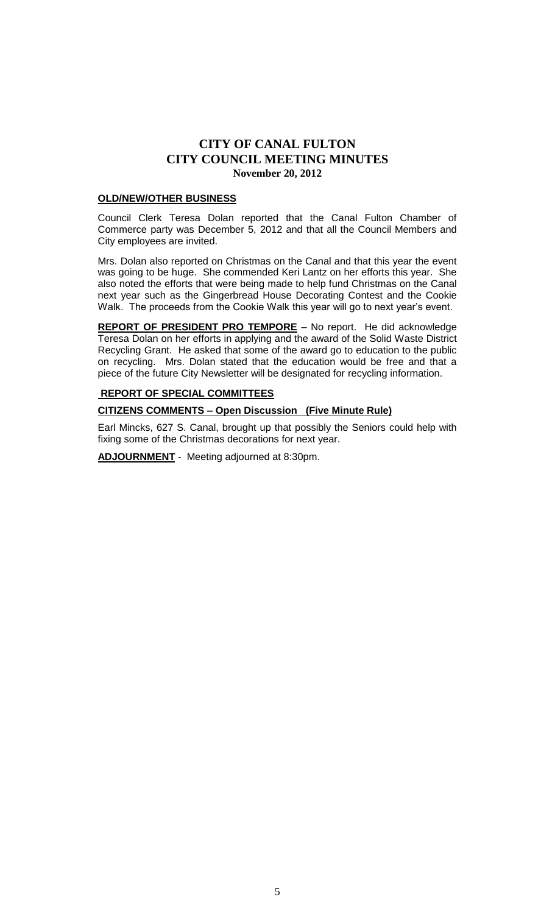# CITY OF CANAL FULTON
# CITY COUNCIL MEETING MINUTES
### November 20, 2012

**OLD/NEW/OTHER BUSINESS**

Council Clerk Teresa Dolan reported that the Canal Fulton Chamber of Commerce party was December 5, 2012 and that all the Council Members and City employees are invited.

Mrs. Dolan also reported on Christmas on the Canal and that this year the event was going to be huge. She commended Keri Lantz on her efforts this year. She also noted the efforts that were being made to help fund Christmas on the Canal next year such as the Gingerbread House Decorating Contest and the Cookie Walk. The proceeds from the Cookie Walk this year will go to next year's event.

**REPORT OF PRESIDENT PRO TEMPORE** – No report. He did acknowledge Teresa Dolan on her efforts in applying and the award of the Solid Waste District Recycling Grant. He asked that some of the award go to education to the public on recycling. Mrs. Dolan stated that the education would be free and that a piece of the future City Newsletter will be designated for recycling information.

**REPORT OF SPECIAL COMMITTEES**

**CITIZENS COMMENTS – Open Discussion (Five Minute Rule)**

Earl Mincks, 627 S. Canal, brought up that possibly the Seniors could help with fixing some of the Christmas decorations for next year.

**ADJOURNMENT** - Meeting adjourned at 8:30pm.